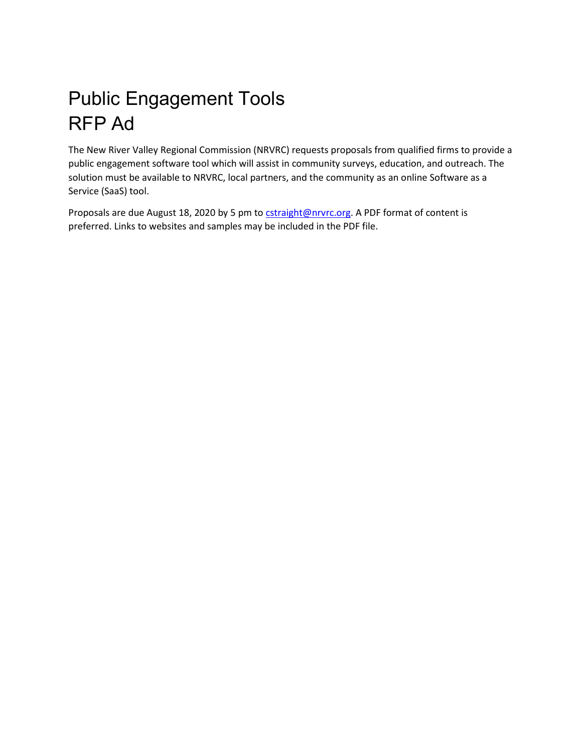# Public Engagement Tools RFP Ad

The New River Valley Regional Commission (NRVRC) requests proposals from qualified firms to provide a public engagement software tool which will assist in community surveys, education, and outreach. The solution must be available to NRVRC, local partners, and the community as an online Software as a Service (SaaS) tool.

Proposals are due August 18, 2020 by 5 pm to cstraight@nrvrc.org. A PDF format of content is preferred. Links to websites and samples may be included in the PDF file.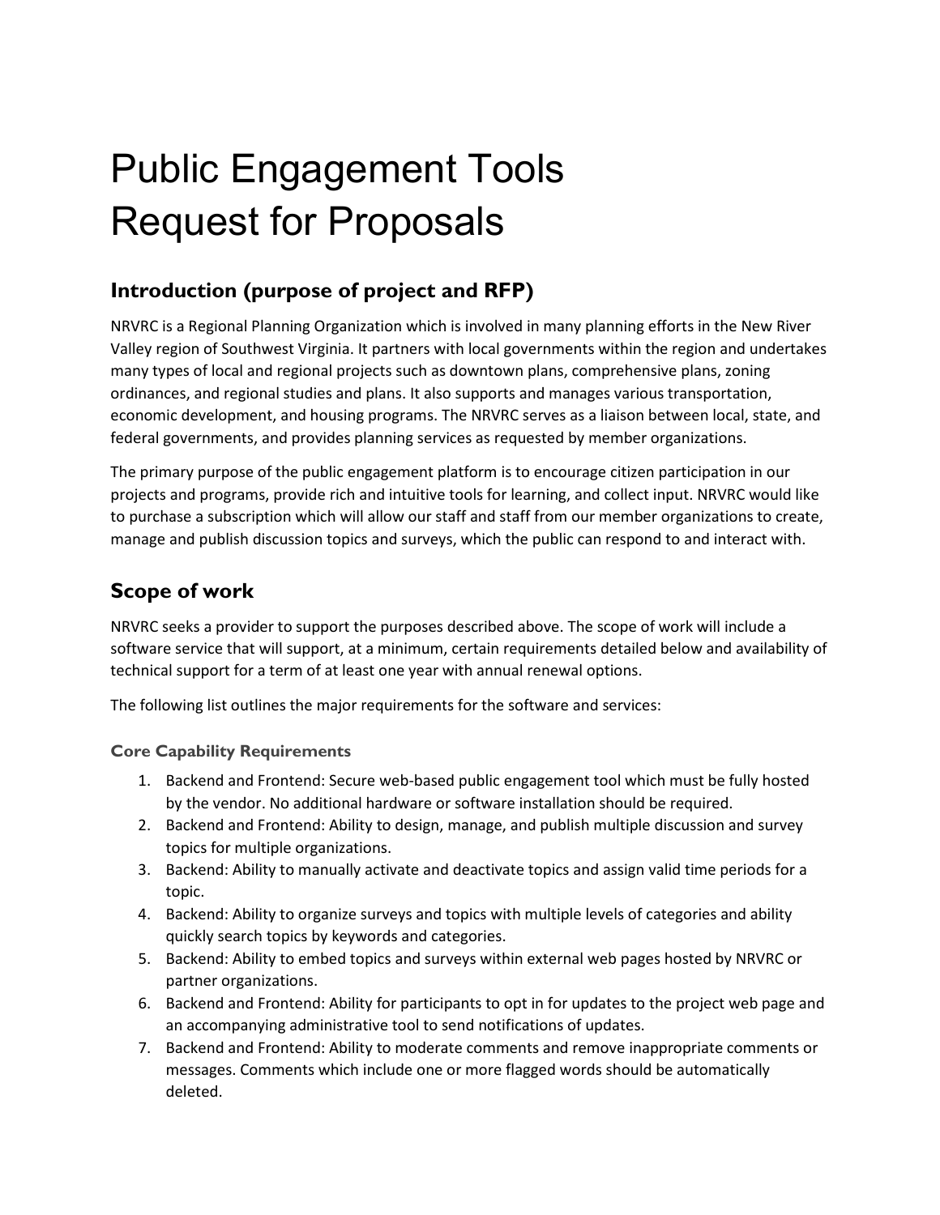# Public Engagement Tools Request for Proposals

## Introduction (purpose of project and RFP)

NRVRC is a Regional Planning Organization which is involved in many planning efforts in the New River Valley region of Southwest Virginia. It partners with local governments within the region and undertakes many types of local and regional projects such as downtown plans, comprehensive plans, zoning ordinances, and regional studies and plans. It also supports and manages various transportation, economic development, and housing programs. The NRVRC serves as a liaison between local, state, and federal governments, and provides planning services as requested by member organizations.

The primary purpose of the public engagement platform is to encourage citizen participation in our projects and programs, provide rich and intuitive tools for learning, and collect input. NRVRC would like to purchase a subscription which will allow our staff and staff from our member organizations to create, manage and publish discussion topics and surveys, which the public can respond to and interact with.

## Scope of work

NRVRC seeks a provider to support the purposes described above. The scope of work will include a software service that will support, at a minimum, certain requirements detailed below and availability of technical support for a term of at least one year with annual renewal options.

The following list outlines the major requirements for the software and services:

### Core Capability Requirements

1. Backend and Frontend: Secure web-based public engagement tool which must be fully hosted by the vendor. No additional hardware or software installation should be required.
2. Backend and Frontend: Ability to design, manage, and publish multiple discussion and survey topics for multiple organizations.
3. Backend: Ability to manually activate and deactivate topics and assign valid time periods for a topic.
4. Backend: Ability to organize surveys and topics with multiple levels of categories and ability quickly search topics by keywords and categories.
5. Backend: Ability to embed topics and surveys within external web pages hosted by NRVRC or partner organizations.
6. Backend and Frontend: Ability for participants to opt in for updates to the project web page and an accompanying administrative tool to send notifications of updates.
7. Backend and Frontend: Ability to moderate comments and remove inappropriate comments or messages. Comments which include one or more flagged words should be automatically deleted.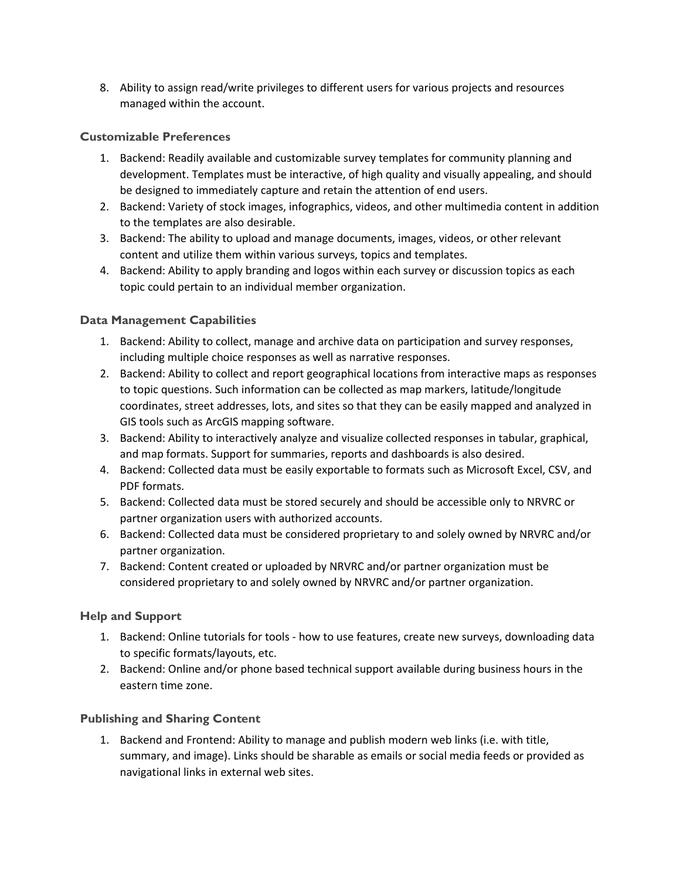8. Ability to assign read/write privileges to different users for various projects and resources managed within the account.

### Customizable Preferences

1. Backend: Readily available and customizable survey templates for community planning and development. Templates must be interactive, of high quality and visually appealing, and should be designed to immediately capture and retain the attention of end users.
2. Backend: Variety of stock images, infographics, videos, and other multimedia content in addition to the templates are also desirable.
3. Backend: The ability to upload and manage documents, images, videos, or other relevant content and utilize them within various surveys, topics and templates.
4. Backend: Ability to apply branding and logos within each survey or discussion topics as each topic could pertain to an individual member organization.

### Data Management Capabilities

1. Backend: Ability to collect, manage and archive data on participation and survey responses, including multiple choice responses as well as narrative responses.
2. Backend: Ability to collect and report geographical locations from interactive maps as responses to topic questions. Such information can be collected as map markers, latitude/longitude coordinates, street addresses, lots, and sites so that they can be easily mapped and analyzed in GIS tools such as ArcGIS mapping software.
3. Backend: Ability to interactively analyze and visualize collected responses in tabular, graphical, and map formats. Support for summaries, reports and dashboards is also desired.
4. Backend: Collected data must be easily exportable to formats such as Microsoft Excel, CSV, and PDF formats.
5. Backend: Collected data must be stored securely and should be accessible only to NRVRC or partner organization users with authorized accounts.
6. Backend: Collected data must be considered proprietary to and solely owned by NRVRC and/or partner organization.
7. Backend: Content created or uploaded by NRVRC and/or partner organization must be considered proprietary to and solely owned by NRVRC and/or partner organization.

### Help and Support

1. Backend: Online tutorials for tools - how to use features, create new surveys, downloading data to specific formats/layouts, etc.
2. Backend: Online and/or phone based technical support available during business hours in the eastern time zone.

### Publishing and Sharing Content

1. Backend and Frontend: Ability to manage and publish modern web links (i.e. with title, summary, and image). Links should be sharable as emails or social media feeds or provided as navigational links in external web sites.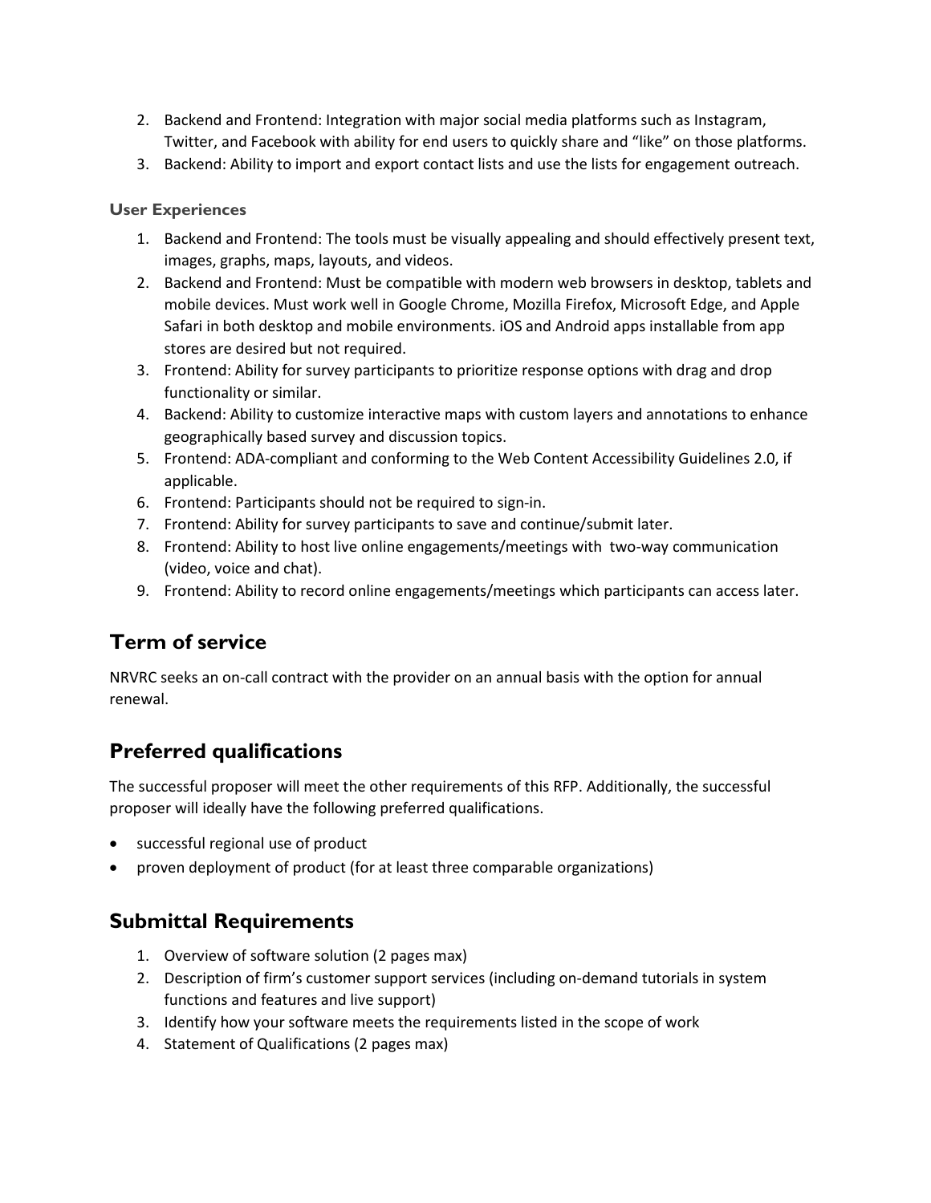2. Backend and Frontend: Integration with major social media platforms such as Instagram, Twitter, and Facebook with ability for end users to quickly share and "like" on those platforms.
3. Backend: Ability to import and export contact lists and use the lists for engagement outreach.

### User Experiences

1. Backend and Frontend: The tools must be visually appealing and should effectively present text, images, graphs, maps, layouts, and videos.
2. Backend and Frontend: Must be compatible with modern web browsers in desktop, tablets and mobile devices. Must work well in Google Chrome, Mozilla Firefox, Microsoft Edge, and Apple Safari in both desktop and mobile environments. iOS and Android apps installable from app stores are desired but not required.
3. Frontend: Ability for survey participants to prioritize response options with drag and drop functionality or similar.
4. Backend: Ability to customize interactive maps with custom layers and annotations to enhance geographically based survey and discussion topics.
5. Frontend: ADA-compliant and conforming to the Web Content Accessibility Guidelines 2.0, if applicable.
6. Frontend: Participants should not be required to sign-in.
7. Frontend: Ability for survey participants to save and continue/submit later.
8. Frontend: Ability to host live online engagements/meetings with two-way communication (video, voice and chat).
9. Frontend: Ability to record online engagements/meetings which participants can access later.

## Term of service

NRVRC seeks an on-call contract with the provider on an annual basis with the option for annual renewal.

## Preferred qualifications

The successful proposer will meet the other requirements of this RFP. Additionally, the successful proposer will ideally have the following preferred qualifications.

- successful regional use of product
- proven deployment of product (for at least three comparable organizations)

## Submittal Requirements

1. Overview of software solution (2 pages max)
2. Description of firm's customer support services (including on-demand tutorials in system functions and features and live support)
3. Identify how your software meets the requirements listed in the scope of work
4. Statement of Qualifications (2 pages max)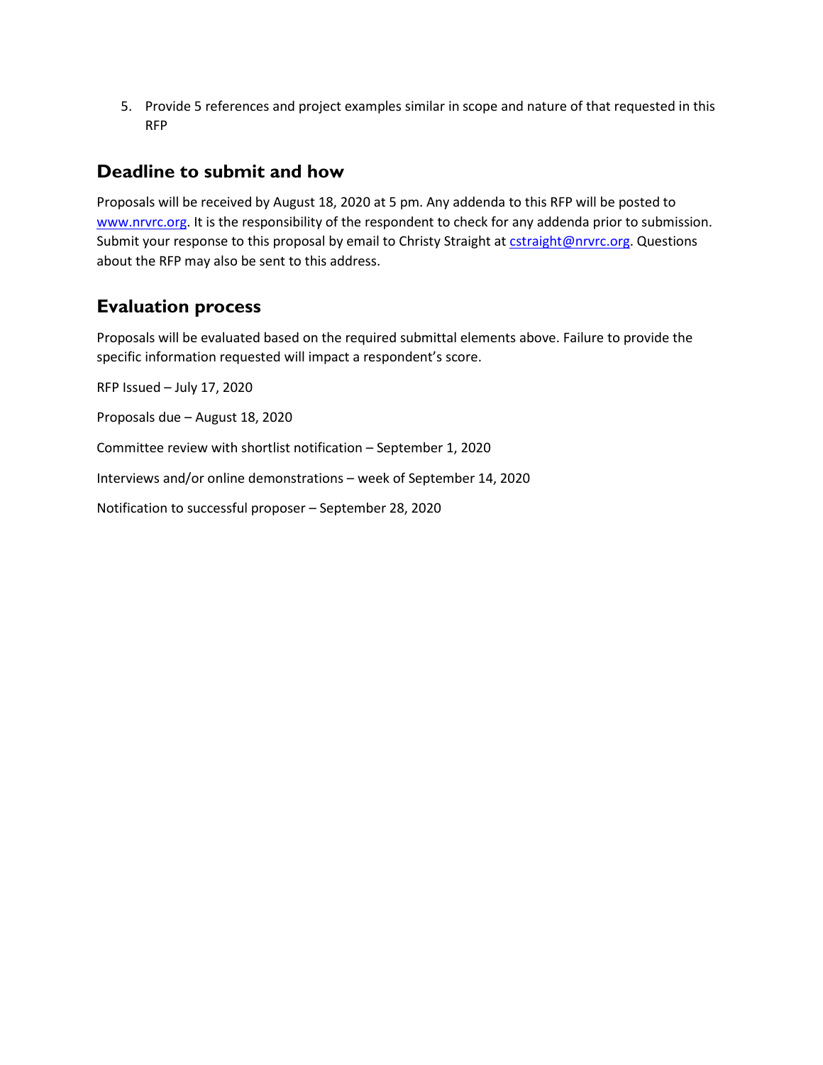5. Provide 5 references and project examples similar in scope and nature of that requested in this RFP

## Deadline to submit and how

Proposals will be received by August 18, 2020 at 5 pm. Any addenda to this RFP will be posted to [www.nrvrc.org](http://www.nrvrc.org). It is the responsibility of the respondent to check for any addenda prior to submission. Submit your response to this proposal by email to Christy Straight at [cstraight@nrvrc.org](mailto:cstraight@nrvrc.org). Questions about the RFP may also be sent to this address.

## Evaluation process

Proposals will be evaluated based on the required submittal elements above. Failure to provide the specific information requested will impact a respondent's score.

RFP Issued – July 17, 2020

Proposals due – August 18, 2020

Committee review with shortlist notification – September 1, 2020

Interviews and/or online demonstrations – week of September 14, 2020

Notification to successful proposer – September 28, 2020